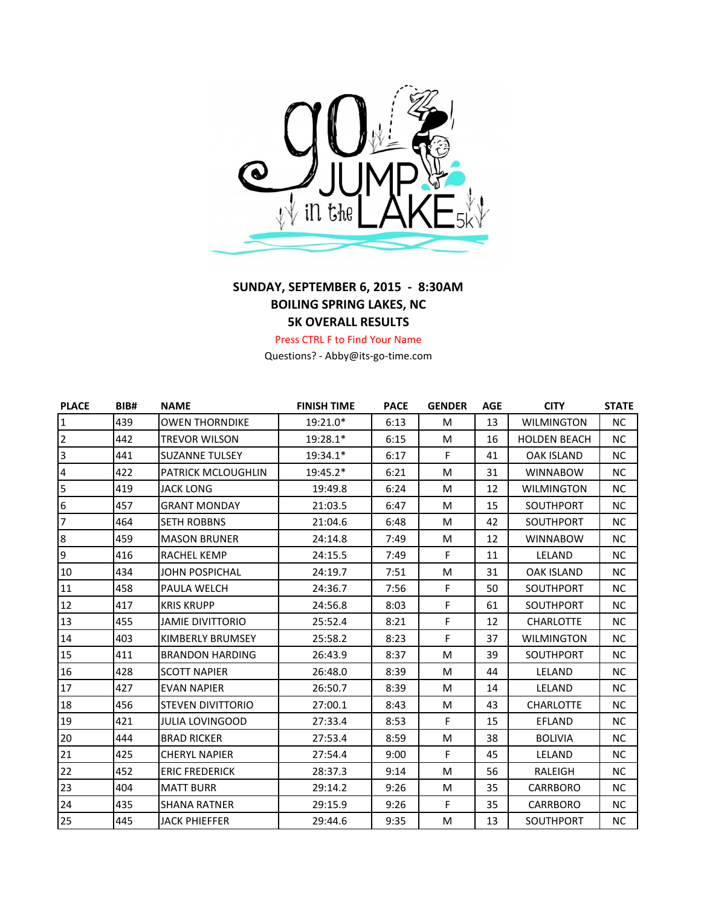**SUNDAY, SEPTEMBER 6, 2015 - 8:30AM**

**BOILING SPRING LAKES, NC**

**5K OVERALL RESULTS**

Press CTRL F to Find Your Name

Questions? - Abby@its-go-time.com

| PLACE | BIB# | NAME | FINISH TIME | PACE | GENDER | AGE | CITY | STATE |
|---|---|---|---|---|---|---|---|---|
| 1 | 439 | OWEN THORNDIKE | 19:21.0* | 6:13 | M | 13 | WILMINGTON | NC |
| 2 | 442 | TREVOR WILSON | 19:28.1* | 6:15 | M | 16 | HOLDEN BEACH | NC |
| 3 | 441 | SUZANNE TULSEY | 19:34.1* | 6:17 | F | 41 | OAK ISLAND | NC |
| 4 | 422 | PATRICK MCLOUGHLIN | 19:45.2* | 6:21 | M | 31 | WINNABOW | NC |
| 5 | 419 | JACK LONG | 19:49.8 | 6:24 | M | 12 | WILMINGTON | NC |
| 6 | 457 | GRANT MONDAY | 21:03.5 | 6:47 | M | 15 | SOUTHPORT | NC |
| 7 | 464 | SETH ROBBNS | 21:04.6 | 6:48 | M | 42 | SOUTHPORT | NC |
| 8 | 459 | MASON BRUNER | 24:14.8 | 7:49 | M | 12 | WINNABOW | NC |
| 9 | 416 | RACHEL KEMP | 24:15.5 | 7:49 | F | 11 | LELAND | NC |
| 10 | 434 | JOHN POSPICHAL | 24:19.7 | 7:51 | M | 31 | OAK ISLAND | NC |
| 11 | 458 | PAULA WELCH | 24:36.7 | 7:56 | F | 50 | SOUTHPORT | NC |
| 12 | 417 | KRIS KRUPP | 24:56.8 | 8:03 | F | 61 | SOUTHPORT | NC |
| 13 | 455 | JAMIE DIVITTORIO | 25:52.4 | 8:21 | F | 12 | CHARLOTTE | NC |
| 14 | 403 | KIMBERLY BRUMSEY | 25:58.2 | 8:23 | F | 37 | WILMINGTON | NC |
| 15 | 411 | BRANDON HARDING | 26:43.9 | 8:37 | M | 39 | SOUTHPORT | NC |
| 16 | 428 | SCOTT NAPIER | 26:48.0 | 8:39 | M | 44 | LELAND | NC |
| 17 | 427 | EVAN NAPIER | 26:50.7 | 8:39 | M | 14 | LELAND | NC |
| 18 | 456 | STEVEN DIVITTORIO | 27:00.1 | 8:43 | M | 43 | CHARLOTTE | NC |
| 19 | 421 | JULIA LOVINGOOD | 27:33.4 | 8:53 | F | 15 | EFLAND | NC |
| 20 | 444 | BRAD RICKER | 27:53.4 | 8:59 | M | 38 | BOLIVIA | NC |
| 21 | 425 | CHERYL NAPIER | 27:54.4 | 9:00 | F | 45 | LELAND | NC |
| 22 | 452 | ERIC FREDERICK | 28:37.3 | 9:14 | M | 56 | RALEIGH | NC |
| 23 | 404 | MATT BURR | 29:14.2 | 9:26 | M | 35 | CARRBORO | NC |
| 24 | 435 | SHANA RATNER | 29:15.9 | 9:26 | F | 35 | CARRBORO | NC |
| 25 | 445 | JACK PHIEFFER | 29:44.6 | 9:35 | M | 13 | SOUTHPORT | NC |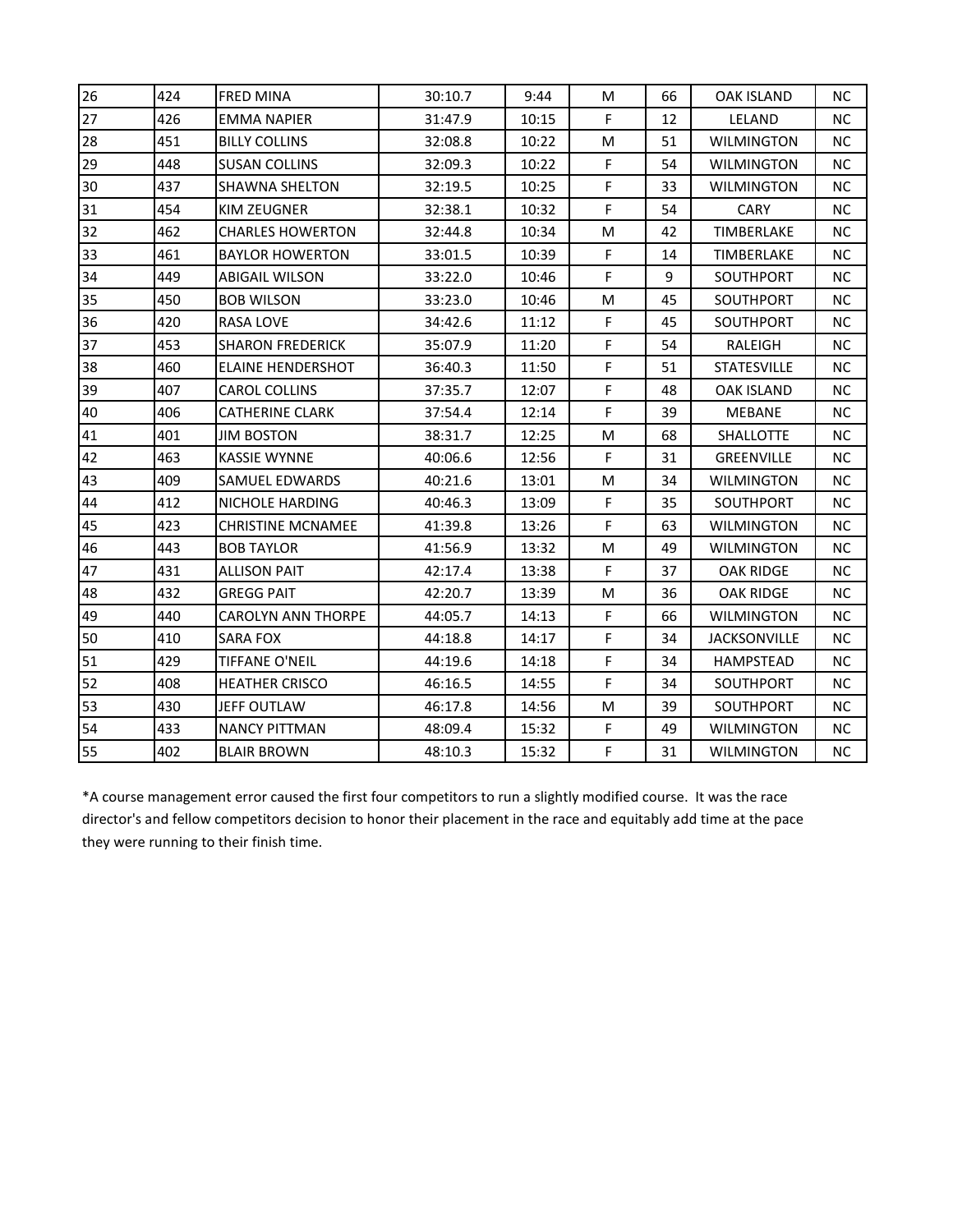| | | | | | | | | |
|---|---|---|---|---|---|---|---|---|
| 26 | 424 | FRED MINA | 30:10.7 | 9:44 | M | 66 | OAK ISLAND | NC |
| 27 | 426 | EMMA NAPIER | 31:47.9 | 10:15 | F | 12 | LELAND | NC |
| 28 | 451 | BILLY COLLINS | 32:08.8 | 10:22 | M | 51 | WILMINGTON | NC |
| 29 | 448 | SUSAN COLLINS | 32:09.3 | 10:22 | F | 54 | WILMINGTON | NC |
| 30 | 437 | SHAWNA SHELTON | 32:19.5 | 10:25 | F | 33 | WILMINGTON | NC |
| 31 | 454 | KIM ZEUGNER | 32:38.1 | 10:32 | F | 54 | CARY | NC |
| 32 | 462 | CHARLES HOWERTON | 32:44.8 | 10:34 | M | 42 | TIMBERLAKE | NC |
| 33 | 461 | BAYLOR HOWERTON | 33:01.5 | 10:39 | F | 14 | TIMBERLAKE | NC |
| 34 | 449 | ABIGAIL WILSON | 33:22.0 | 10:46 | F | 9 | SOUTHPORT | NC |
| 35 | 450 | BOB WILSON | 33:23.0 | 10:46 | M | 45 | SOUTHPORT | NC |
| 36 | 420 | RASA LOVE | 34:42.6 | 11:12 | F | 45 | SOUTHPORT | NC |
| 37 | 453 | SHARON FREDERICK | 35:07.9 | 11:20 | F | 54 | RALEIGH | NC |
| 38 | 460 | ELAINE HENDERSHOT | 36:40.3 | 11:50 | F | 51 | STATESVILLE | NC |
| 39 | 407 | CAROL COLLINS | 37:35.7 | 12:07 | F | 48 | OAK ISLAND | NC |
| 40 | 406 | CATHERINE CLARK | 37:54.4 | 12:14 | F | 39 | MEBANE | NC |
| 41 | 401 | JIM BOSTON | 38:31.7 | 12:25 | M | 68 | SHALLOTTE | NC |
| 42 | 463 | KASSIE WYNNE | 40:06.6 | 12:56 | F | 31 | GREENVILLE | NC |
| 43 | 409 | SAMUEL EDWARDS | 40:21.6 | 13:01 | M | 34 | WILMINGTON | NC |
| 44 | 412 | NICHOLE HARDING | 40:46.3 | 13:09 | F | 35 | SOUTHPORT | NC |
| 45 | 423 | CHRISTINE MCNAMEE | 41:39.8 | 13:26 | F | 63 | WILMINGTON | NC |
| 46 | 443 | BOB TAYLOR | 41:56.9 | 13:32 | M | 49 | WILMINGTON | NC |
| 47 | 431 | ALLISON PAIT | 42:17.4 | 13:38 | F | 37 | OAK RIDGE | NC |
| 48 | 432 | GREGG PAIT | 42:20.7 | 13:39 | M | 36 | OAK RIDGE | NC |
| 49 | 440 | CAROLYN ANN THORPE | 44:05.7 | 14:13 | F | 66 | WILMINGTON | NC |
| 50 | 410 | SARA FOX | 44:18.8 | 14:17 | F | 34 | JACKSONVILLE | NC |
| 51 | 429 | TIFFANE O'NEIL | 44:19.6 | 14:18 | F | 34 | HAMPSTEAD | NC |
| 52 | 408 | HEATHER CRISCO | 46:16.5 | 14:55 | F | 34 | SOUTHPORT | NC |
| 53 | 430 | JEFF OUTLAW | 46:17.8 | 14:56 | M | 39 | SOUTHPORT | NC |
| 54 | 433 | NANCY PITTMAN | 48:09.4 | 15:32 | F | 49 | WILMINGTON | NC |
| 55 | 402 | BLAIR BROWN | 48:10.3 | 15:32 | F | 31 | WILMINGTON | NC |

*A course management error caused the first four competitors to run a slightly modified course. It was the race director's and fellow competitors decision to honor their placement in the race and equitably add time at the pace they were running to their finish time.